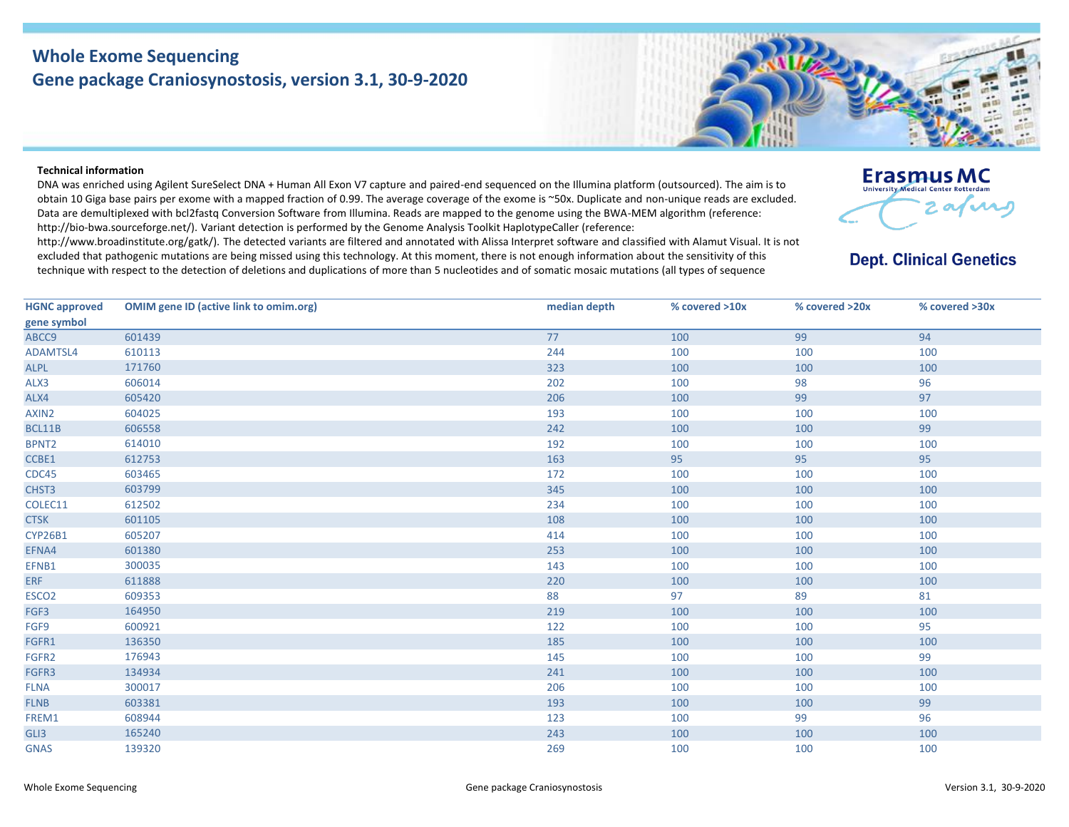# Whole Exome Sequencing
## Gene package Craniosynostosis, version 3.1, 30-9-2020

Erasmus MC
University Medical Center Rotterdam

**Dept. Clinical Genetics**

**Technical information**

DNA was enriched using Agilent SureSelect DNA + Human All Exon V7 capture and paired-end sequenced on the Illumina platform (outsourced). The aim is to obtain 10 Giga base pairs per exome with a mapped fraction of 0.99. The average coverage of the exome is ~50x. Duplicate and non-unique reads are excluded. Data are demultiplexed with bcl2fastq Conversion Software from Illumina. Reads are mapped to the genome using the BWA-MEM algorithm (reference: http://bio-bwa.sourceforge.net/). Variant detection is performed by the Genome Analysis Toolkit HaplotypeCaller (reference: http://www.broadinstitute.org/gatk/). The detected variants are filtered and annotated with Alissa Interpret software and classified with Alamut Visual. It is not excluded that pathogenic mutations are being missed using this technology. At this moment, there is not enough information about the sensitivity of this technique with respect to the detection of deletions and duplications of more than 5 nucleotides and of somatic mosaic mutations (all types of sequence

| HGNC approved gene symbol | OMIM gene ID (active link to omim.org) | median depth | % covered >10x | % covered >20x | % covered >30x |
|---|---|---|---|---|---|
| ABCC9 | 601439 | 77 | 100 | 99 | 94 |
| ADAMTSL4 | 610113 | 244 | 100 | 100 | 100 |
| ALPL | 171760 | 323 | 100 | 100 | 100 |
| ALX3 | 606014 | 202 | 100 | 98 | 96 |
| ALX4 | 605420 | 206 | 100 | 99 | 97 |
| AXIN2 | 604025 | 193 | 100 | 100 | 100 |
| BCL11B | 606558 | 242 | 100 | 100 | 99 |
| BPNT2 | 614010 | 192 | 100 | 100 | 100 |
| CCBE1 | 612753 | 163 | 95 | 95 | 95 |
| CDC45 | 603465 | 172 | 100 | 100 | 100 |
| CHST3 | 603799 | 345 | 100 | 100 | 100 |
| COLEC11 | 612502 | 234 | 100 | 100 | 100 |
| CTSK | 601105 | 108 | 100 | 100 | 100 |
| CYP26B1 | 605207 | 414 | 100 | 100 | 100 |
| EFNA4 | 601380 | 253 | 100 | 100 | 100 |
| EFNB1 | 300035 | 143 | 100 | 100 | 100 |
| ERF | 611888 | 220 | 100 | 100 | 100 |
| ESCO2 | 609353 | 88 | 97 | 89 | 81 |
| FGF3 | 164950 | 219 | 100 | 100 | 100 |
| FGF9 | 600921 | 122 | 100 | 100 | 95 |
| FGFR1 | 136350 | 185 | 100 | 100 | 100 |
| FGFR2 | 176943 | 145 | 100 | 100 | 99 |
| FGFR3 | 134934 | 241 | 100 | 100 | 100 |
| FLNA | 300017 | 206 | 100 | 100 | 100 |
| FLNB | 603381 | 193 | 100 | 100 | 99 |
| FREM1 | 608944 | 123 | 100 | 99 | 96 |
| GLI3 | 165240 | 243 | 100 | 100 | 100 |
| GNAS | 139320 | 269 | 100 | 100 | 100 |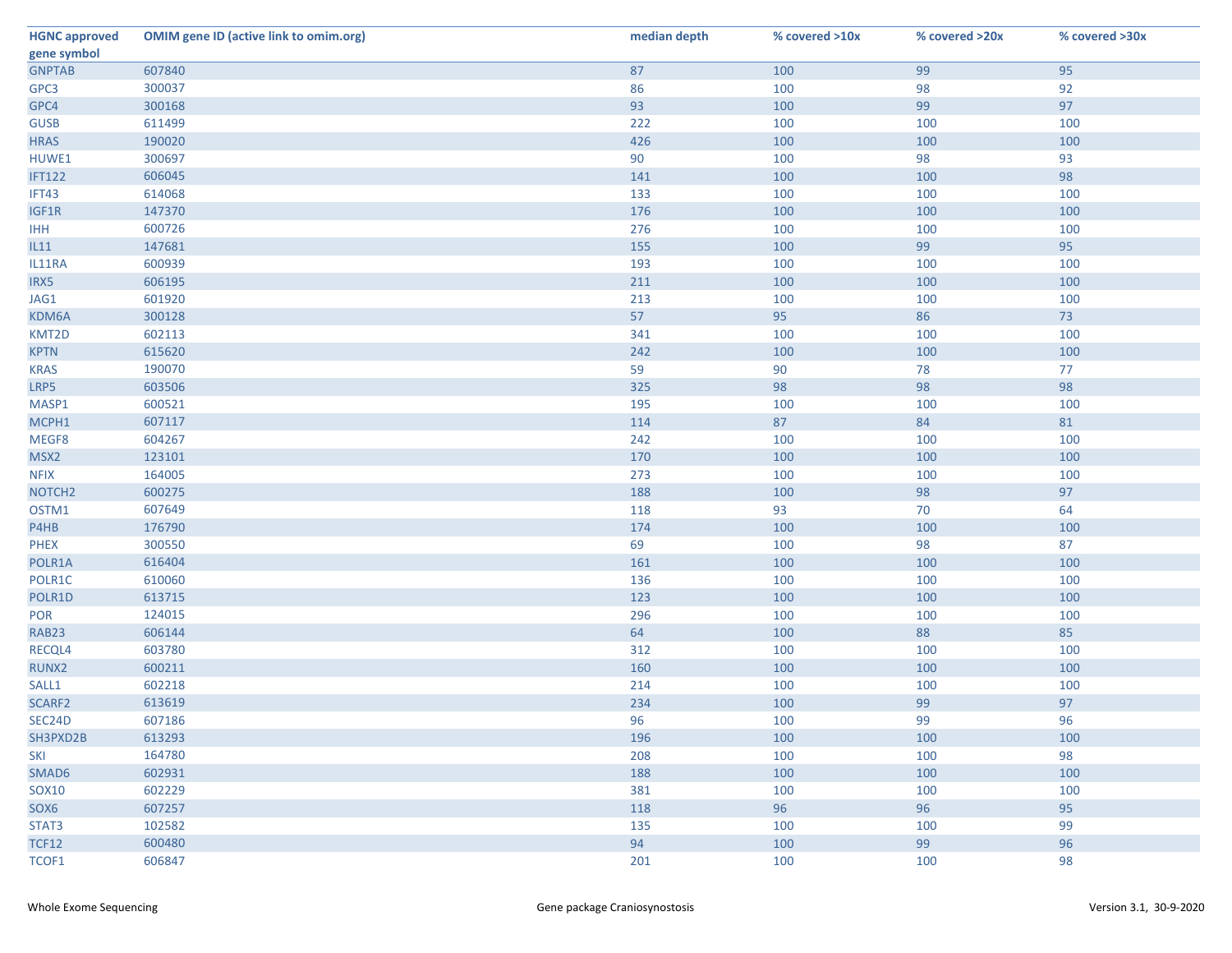| HGNC approved gene symbol | OMIM gene ID (active link to omim.org) | median depth | % covered >10x | % covered >20x | % covered >30x |
|---|---|---|---|---|---|
| GNPTAB | 607840 | 87 | 100 | 99 | 95 |
| GPC3 | 300037 | 86 | 100 | 98 | 92 |
| GPC4 | 300168 | 93 | 100 | 99 | 97 |
| GUSB | 611499 | 222 | 100 | 100 | 100 |
| HRAS | 190020 | 426 | 100 | 100 | 100 |
| HUWE1 | 300697 | 90 | 100 | 98 | 93 |
| IFT122 | 606045 | 141 | 100 | 100 | 98 |
| IFT43 | 614068 | 133 | 100 | 100 | 100 |
| IGF1R | 147370 | 176 | 100 | 100 | 100 |
| IHH | 600726 | 276 | 100 | 100 | 100 |
| IL11 | 147681 | 155 | 100 | 99 | 95 |
| IL11RA | 600939 | 193 | 100 | 100 | 100 |
| IRX5 | 606195 | 211 | 100 | 100 | 100 |
| JAG1 | 601920 | 213 | 100 | 100 | 100 |
| KDM6A | 300128 | 57 | 95 | 86 | 73 |
| KMT2D | 602113 | 341 | 100 | 100 | 100 |
| KPTN | 615620 | 242 | 100 | 100 | 100 |
| KRAS | 190070 | 59 | 90 | 78 | 77 |
| LRP5 | 603506 | 325 | 98 | 98 | 98 |
| MASP1 | 600521 | 195 | 100 | 100 | 100 |
| MCPH1 | 607117 | 114 | 87 | 84 | 81 |
| MEGF8 | 604267 | 242 | 100 | 100 | 100 |
| MSX2 | 123101 | 170 | 100 | 100 | 100 |
| NFIX | 164005 | 273 | 100 | 100 | 100 |
| NOTCH2 | 600275 | 188 | 100 | 98 | 97 |
| OSTM1 | 607649 | 118 | 93 | 70 | 64 |
| P4HB | 176790 | 174 | 100 | 100 | 100 |
| PHEX | 300550 | 69 | 100 | 98 | 87 |
| POLR1A | 616404 | 161 | 100 | 100 | 100 |
| POLR1C | 610060 | 136 | 100 | 100 | 100 |
| POLR1D | 613715 | 123 | 100 | 100 | 100 |
| POR | 124015 | 296 | 100 | 100 | 100 |
| RAB23 | 606144 | 64 | 100 | 88 | 85 |
| RECQL4 | 603780 | 312 | 100 | 100 | 100 |
| RUNX2 | 600211 | 160 | 100 | 100 | 100 |
| SALL1 | 602218 | 214 | 100 | 100 | 100 |
| SCARF2 | 613619 | 234 | 100 | 99 | 97 |
| SEC24D | 607186 | 96 | 100 | 99 | 96 |
| SH3PXD2B | 613293 | 196 | 100 | 100 | 100 |
| SKI | 164780 | 208 | 100 | 100 | 98 |
| SMAD6 | 602931 | 188 | 100 | 100 | 100 |
| SOX10 | 602229 | 381 | 100 | 100 | 100 |
| SOX6 | 607257 | 118 | 96 | 96 | 95 |
| STAT3 | 102582 | 135 | 100 | 100 | 99 |
| TCF12 | 600480 | 94 | 100 | 99 | 96 |
| TCOF1 | 606847 | 201 | 100 | 100 | 98 |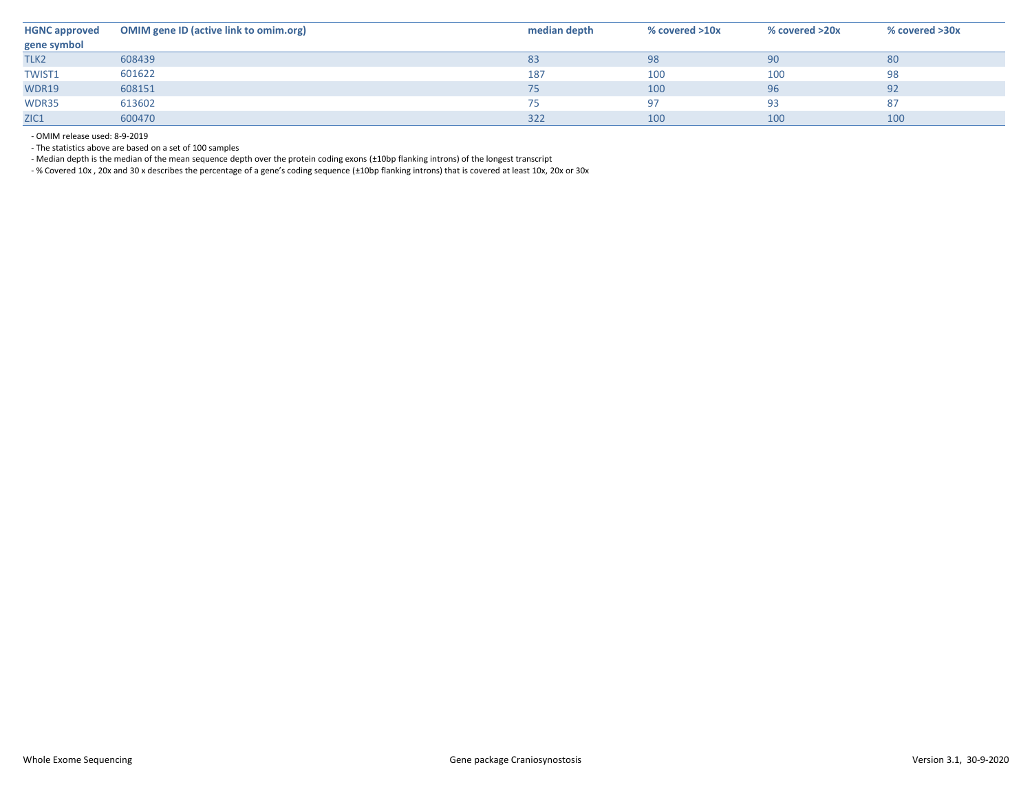| HGNC approved gene symbol | OMIM gene ID (active link to omim.org) | median depth | % covered >10x | % covered >20x | % covered >30x |
|---|---|---|---|---|---|
| TLK2 | 608439 | 83 | 98 | 90 | 80 |
| TWIST1 | 601622 | 187 | 100 | 100 | 98 |
| WDR19 | 608151 | 75 | 100 | 96 | 92 |
| WDR35 | 613602 | 75 | 97 | 93 | 87 |
| ZIC1 | 600470 | 322 | 100 | 100 | 100 |

- OMIM release used: 8-9-2019
- The statistics above are based on a set of 100 samples
- Median depth is the median of the mean sequence depth over the protein coding exons (±10bp flanking introns) of the longest transcript
- % Covered 10x , 20x and 30 x describes the percentage of a gene's coding sequence (±10bp flanking introns) that is covered at least 10x, 20x or 30x